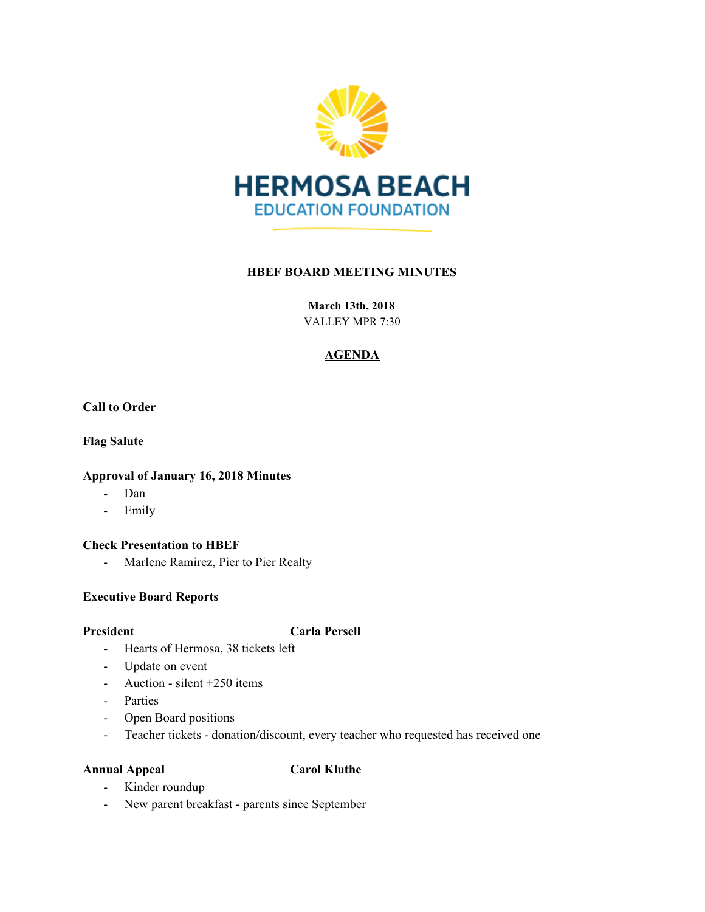# HERMOSA BEACH EDUCATION FOUNDATION

## HBEF BOARD MEETING MINUTES

**March 13th, 2018**
VALLEY MPR 7:30

### AGENDA

**Call to Order**

**Flag Salute**

**Approval of January 16, 2018 Minutes**

- Dan
- Emily

**Check Presentation to HBEF**

- Marlene Ramirez, Pier to Pier Realty

**Executive Board Reports**

**President** — **Carla Persell**

- Hearts of Hermosa, 38 tickets left
- Update on event
- Auction - silent +250 items
- Parties
- Open Board positions
- Teacher tickets - donation/discount, every teacher who requested has received one

**Annual Appeal** — **Carol Kluthe**

- Kinder roundup
- New parent breakfast - parents since September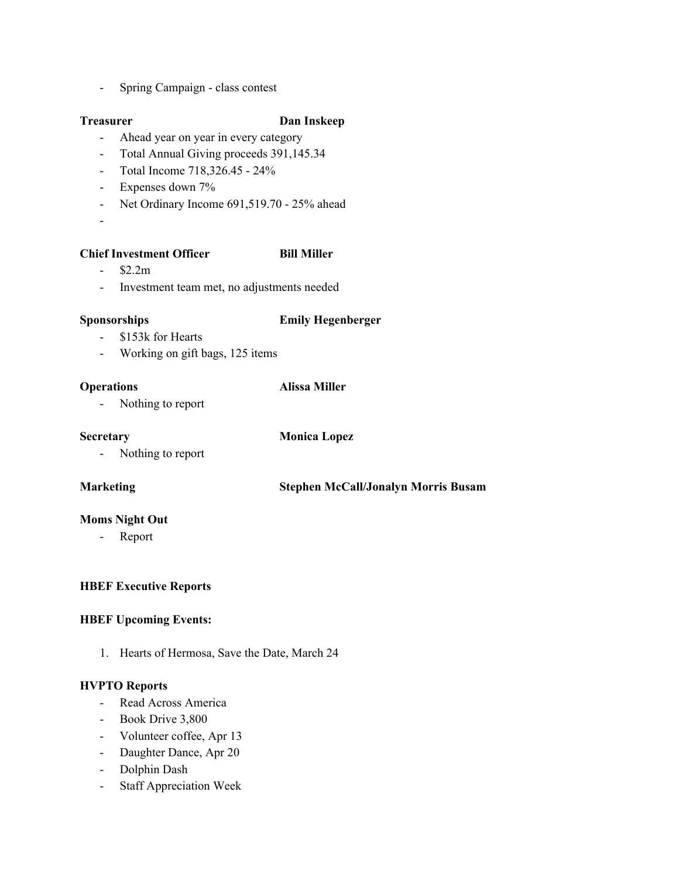- Spring Campaign - class contest

**Treasurer** **Dan Inskeep**

- Ahead year on year in every category
- Total Annual Giving proceeds 391,145.34
- Total Income 718,326.45 - 24%
- Expenses down 7%
- Net Ordinary Income 691,519.70 - 25% ahead
-

**Chief Investment Officer** **Bill Miller**

- $2.2m
- Investment team met, no adjustments needed

**Sponsorships** **Emily Hegenberger**

- $153k for Hearts
- Working on gift bags, 125 items

**Operations** **Alissa Miller**

- Nothing to report

**Secretary** **Monica Lopez**

- Nothing to report

**Marketing** **Stephen McCall/Jonalyn Morris Busam**

**Moms Night Out**

- Report

**HBEF Executive Reports**

**HBEF Upcoming Events:**

1. Hearts of Hermosa, Save the Date, March 24

**HVPTO Reports**

- Read Across America
- Book Drive 3,800
- Volunteer coffee, Apr 13
- Daughter Dance, Apr 20
- Dolphin Dash
- Staff Appreciation Week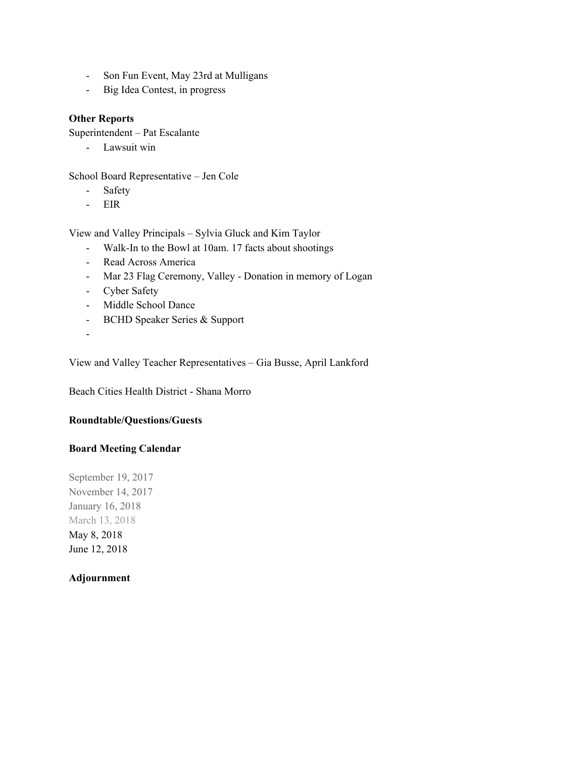- Son Fun Event, May 23rd at Mulligans
- Big Idea Contest, in progress

**Other Reports**

Superintendent – Pat Escalante

- Lawsuit win

School Board Representative – Jen Cole

- Safety
- EIR

View and Valley Principals – Sylvia Gluck and Kim Taylor

- Walk-In to the Bowl at 10am. 17 facts about shootings
- Read Across America
- Mar 23 Flag Ceremony, Valley - Donation in memory of Logan
- Cyber Safety
- Middle School Dance
- BCHD Speaker Series & Support
- 

View and Valley Teacher Representatives – Gia Busse, April Lankford

Beach Cities Health District - Shana Morro

**Roundtable/Questions/Guests**

**Board Meeting Calendar**

September 19, 2017
November 14, 2017
January 16, 2018
March 13, 2018
May 8, 2018
June 12, 2018

**Adjournment**